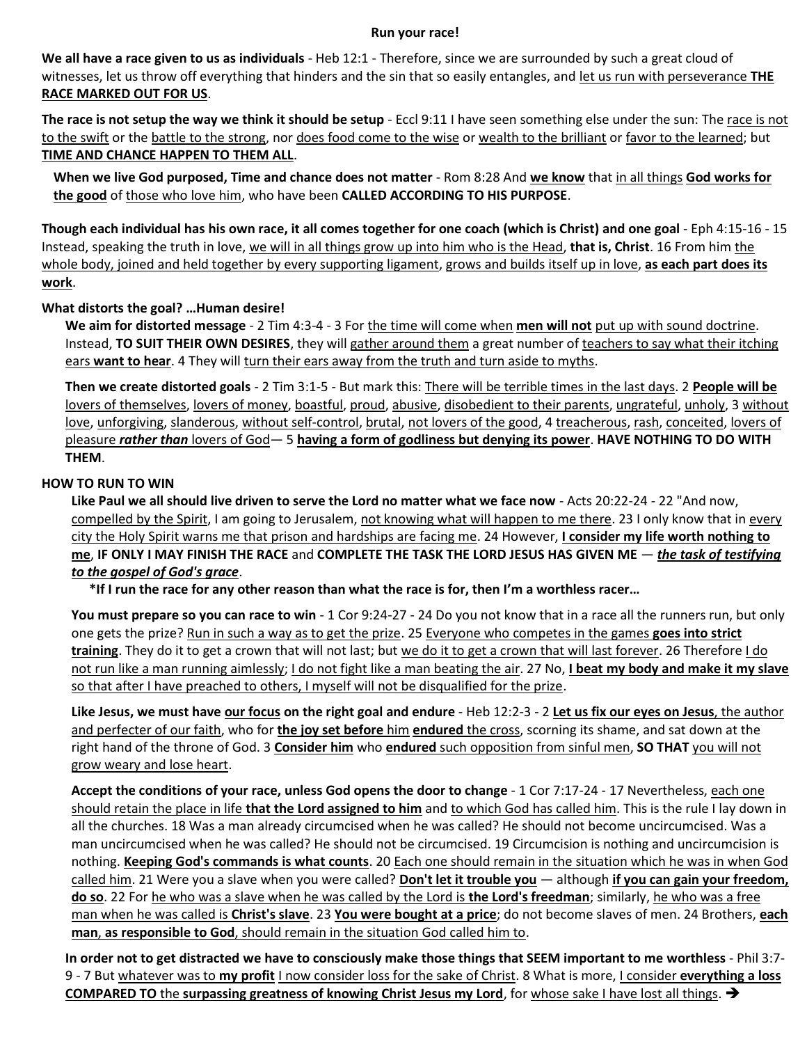# Run your race!

**We all have a race given to us as individuals** - Heb 12:1 - Therefore, since we are surrounded by such a great cloud of witnesses, let us throw off everything that hinders and the sin that so easily entangles, and let us run with perseverance **THE RACE MARKED OUT FOR US**.

**The race is not setup the way we think it should be setup** - Eccl 9:11 I have seen something else under the sun: The race is not to the swift or the battle to the strong, nor does food come to the wise or wealth to the brilliant or favor to the learned; but **TIME AND CHANCE HAPPEN TO THEM ALL**.

**When we live God purposed, Time and chance does not matter** - Rom 8:28 And **we know** that in all things **God works for the good** of those who love him, who have been **CALLED ACCORDING TO HIS PURPOSE**.

**Though each individual has his own race, it all comes together for one coach (which is Christ) and one goal** - Eph 4:15-16 - 15 Instead, speaking the truth in love, we will in all things grow up into him who is the Head, **that is, Christ**. 16 From him the whole body, joined and held together by every supporting ligament, grows and builds itself up in love, **as each part does its work**.

**What distorts the goal? …Human desire!**

**We aim for distorted message** - 2 Tim 4:3-4 - 3 For the time will come when **men will not** put up with sound doctrine. Instead, **TO SUIT THEIR OWN DESIRES**, they will gather around them a great number of teachers to say what their itching ears **want to hear**. 4 They will turn their ears away from the truth and turn aside to myths.

**Then we create distorted goals** - 2 Tim 3:1-5 - But mark this: There will be terrible times in the last days. 2 **People will be** lovers of themselves, lovers of money, boastful, proud, abusive, disobedient to their parents, ungrateful, unholy, 3 without love, unforgiving, slanderous, without self-control, brutal, not lovers of the good, 4 treacherous, rash, conceited, lovers of pleasure ***rather than*** lovers of God— 5 **having a form of godliness but denying its power**. **HAVE NOTHING TO DO WITH THEM**.

**HOW TO RUN TO WIN**

**Like Paul we all should live driven to serve the Lord no matter what we face now** - Acts 20:22-24 - 22 "And now, compelled by the Spirit, I am going to Jerusalem, not knowing what will happen to me there. 23 I only know that in every city the Holy Spirit warns me that prison and hardships are facing me. 24 However, **I consider my life worth nothing to me**, **IF ONLY I MAY FINISH THE RACE** and **COMPLETE THE TASK THE LORD JESUS HAS GIVEN ME** — ***the task of testifying to the gospel of God's grace***.

**\*If I run the race for any other reason than what the race is for, then I'm a worthless racer…**

**You must prepare so you can race to win** - 1 Cor 9:24-27 - 24 Do you not know that in a race all the runners run, but only one gets the prize? Run in such a way as to get the prize. 25 Everyone who competes in the games **goes into strict training**. They do it to get a crown that will not last; but we do it to get a crown that will last forever. 26 Therefore I do not run like a man running aimlessly; I do not fight like a man beating the air. 27 No, **I beat my body and make it my slave** so that after I have preached to others, I myself will not be disqualified for the prize.

**Like Jesus, we must have our focus on the right goal and endure** - Heb 12:2-3 - 2 **Let us fix our eyes on Jesus**, the author and perfecter of our faith, who for **the joy set before** him **endured** the cross, scorning its shame, and sat down at the right hand of the throne of God. 3 **Consider him** who **endured** such opposition from sinful men, **SO THAT** you will not grow weary and lose heart.

**Accept the conditions of your race, unless God opens the door to change** - 1 Cor 7:17-24 - 17 Nevertheless, each one should retain the place in life **that the Lord assigned to him** and to which God has called him. This is the rule I lay down in all the churches. 18 Was a man already circumcised when he was called? He should not become uncircumcised. Was a man uncircumcised when he was called? He should not be circumcised. 19 Circumcision is nothing and uncircumcision is nothing. **Keeping God's commands is what counts**. 20 Each one should remain in the situation which he was in when God called him. 21 Were you a slave when you were called? **Don't let it trouble you** — although **if you can gain your freedom, do so**. 22 For he who was a slave when he was called by the Lord is **the Lord's freedman**; similarly, he who was a free man when he was called is **Christ's slave**. 23 **You were bought at a price**; do not become slaves of men. 24 Brothers, **each man**, **as responsible to God**, should remain in the situation God called him to.

**In order not to get distracted we have to consciously make those things that SEEM important to me worthless** - Phil 3:7-9 - 7 But whatever was to **my profit** I now consider loss for the sake of Christ. 8 What is more, I consider **everything a loss COMPARED TO** the **surpassing greatness of knowing Christ Jesus my Lord**, for whose sake I have lost all things. →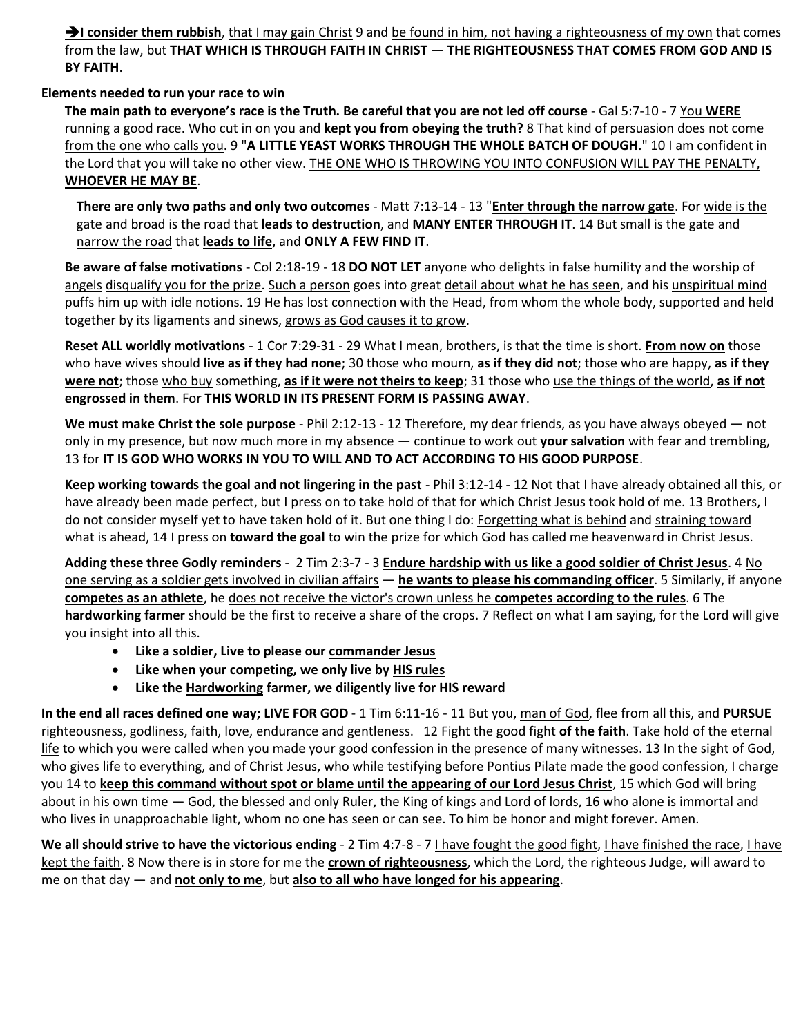➔**I consider them rubbish**, that I may gain Christ 9 and be found in him, not having a righteousness of my own that comes from the law, but **THAT WHICH IS THROUGH FAITH IN CHRIST — THE RIGHTEOUSNESS THAT COMES FROM GOD AND IS BY FAITH**.

**Elements needed to run your race to win**

**The main path to everyone's race is the Truth. Be careful that you are not led off course** - Gal 5:7-10 - 7 You **WERE** running a good race. Who cut in on you and **kept you from obeying the truth?** 8 That kind of persuasion does not come from the one who calls you. 9 "**A LITTLE YEAST WORKS THROUGH THE WHOLE BATCH OF DOUGH**." 10 I am confident in the Lord that you will take no other view. THE ONE WHO IS THROWING YOU INTO CONFUSION WILL PAY THE PENALTY, **WHOEVER HE MAY BE**.

**There are only two paths and only two outcomes** - Matt 7:13-14 - 13 "**Enter through the narrow gate**. For wide is the gate and broad is the road that **leads to destruction**, and **MANY ENTER THROUGH IT**. 14 But small is the gate and narrow the road that **leads to life**, and **ONLY A FEW FIND IT**.

**Be aware of false motivations** - Col 2:18-19 - 18 **DO NOT LET** anyone who delights in false humility and the worship of angels disqualify you for the prize. Such a person goes into great detail about what he has seen, and his unspiritual mind puffs him up with idle notions. 19 He has lost connection with the Head, from whom the whole body, supported and held together by its ligaments and sinews, grows as God causes it to grow.

**Reset ALL worldly motivations** - 1 Cor 7:29-31 - 29 What I mean, brothers, is that the time is short. **From now on** those who have wives should **live as if they had none**; 30 those who mourn, **as if they did not**; those who are happy, **as if they were not**; those who buy something, **as if it were not theirs to keep**; 31 those who use the things of the world, **as if not engrossed in them**. For **THIS WORLD IN ITS PRESENT FORM IS PASSING AWAY**.

**We must make Christ the sole purpose** - Phil 2:12-13 - 12 Therefore, my dear friends, as you have always obeyed — not only in my presence, but now much more in my absence — continue to work out **your salvation** with fear and trembling, 13 for **IT IS GOD WHO WORKS IN YOU TO WILL AND TO ACT ACCORDING TO HIS GOOD PURPOSE**.

**Keep working towards the goal and not lingering in the past** - Phil 3:12-14 - 12 Not that I have already obtained all this, or have already been made perfect, but I press on to take hold of that for which Christ Jesus took hold of me. 13 Brothers, I do not consider myself yet to have taken hold of it. But one thing I do: Forgetting what is behind and straining toward what is ahead, 14 I press on **toward the goal** to win the prize for which God has called me heavenward in Christ Jesus.

**Adding these three Godly reminders** - 2 Tim 2:3-7 - 3 **Endure hardship with us like a good soldier of Christ Jesus**. 4 No one serving as a soldier gets involved in civilian affairs — **he wants to please his commanding officer**. 5 Similarly, if anyone **competes as an athlete**, he does not receive the victor's crown unless he **competes according to the rules**. 6 The **hardworking farmer** should be the first to receive a share of the crops. 7 Reflect on what I am saying, for the Lord will give you insight into all this.

- **Like a soldier, Live to please our commander Jesus**
- **Like when your competing, we only live by HIS rules**
- **Like the Hardworking farmer, we diligently live for HIS reward**

**In the end all races defined one way; LIVE FOR GOD** - 1 Tim 6:11-16 - 11 But you, man of God, flee from all this, and **PURSUE** righteousness, godliness, faith, love, endurance and gentleness. 12 Fight the good fight **of the faith**. Take hold of the eternal life to which you were called when you made your good confession in the presence of many witnesses. 13 In the sight of God, who gives life to everything, and of Christ Jesus, who while testifying before Pontius Pilate made the good confession, I charge you 14 to **keep this command without spot or blame until the appearing of our Lord Jesus Christ**, 15 which God will bring about in his own time — God, the blessed and only Ruler, the King of kings and Lord of lords, 16 who alone is immortal and who lives in unapproachable light, whom no one has seen or can see. To him be honor and might forever. Amen.

**We all should strive to have the victorious ending** - 2 Tim 4:7-8 - 7 I have fought the good fight, I have finished the race, I have kept the faith. 8 Now there is in store for me the **crown of righteousness**, which the Lord, the righteous Judge, will award to me on that day — and **not only to me**, but **also to all who have longed for his appearing**.